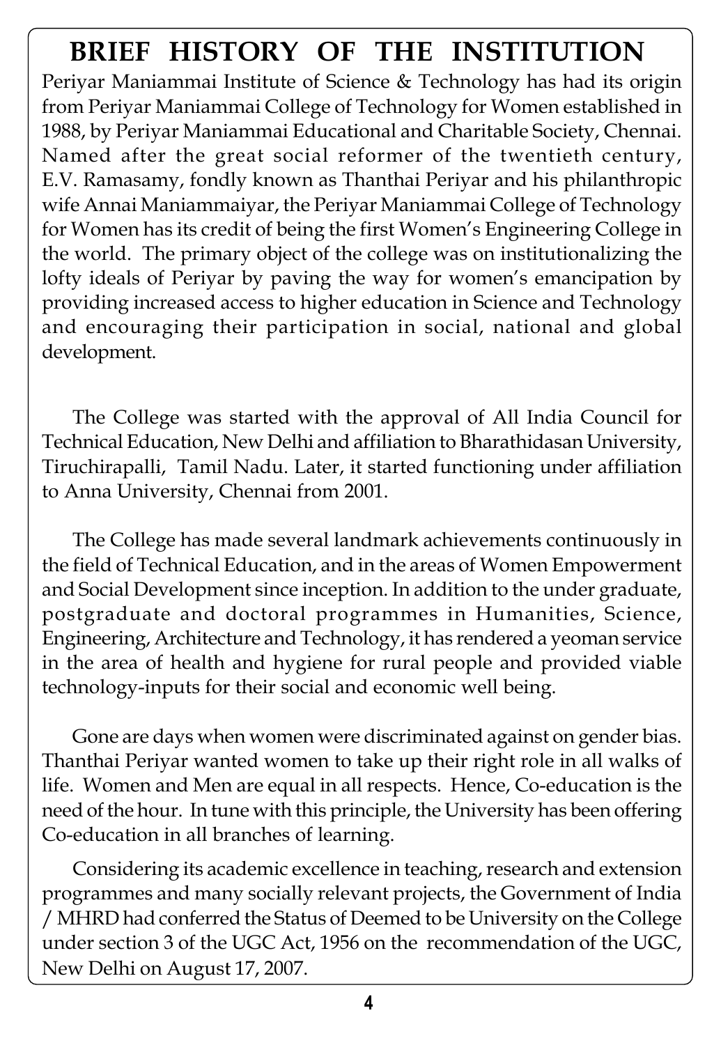# BRIEF HISTORY OF THE INSTITUTION

Periyar Maniammai Institute of Science & Technology has had its origin from Periyar Maniammai College of Technology for Women established in 1988, by Periyar Maniammai Educational and Charitable Society, Chennai. Named after the great social reformer of the twentieth century, E.V. Ramasamy, fondly known as Thanthai Periyar and his philanthropic wife Annai Maniammaiyar, the Periyar Maniammai College of Technology for Women has its credit of being the first Women's Engineering College in the world. The primary object of the college was on institutionalizing the lofty ideals of Periyar by paving the way for women's emancipation by providing increased access to higher education in Science and Technology and encouraging their participation in social, national and global development.

The College was started with the approval of All India Council for Technical Education, New Delhi and affiliation to Bharathidasan University, Tiruchirapalli, Tamil Nadu. Later, it started functioning under affiliation to Anna University, Chennai from 2001.

The College has made several landmark achievements continuously in the field of Technical Education, and in the areas of Women Empowerment and Social Development since inception. In addition to the under graduate, postgraduate and doctoral programmes in Humanities, Science, Engineering, Architecture and Technology, it has rendered a yeoman service in the area of health and hygiene for rural people and provided viable technology-inputs for their social and economic well being.

Gone are days when women were discriminated against on gender bias. Thanthai Periyar wanted women to take up their right role in all walks of life. Women and Men are equal in all respects. Hence, Co-education is the need of the hour. In tune with this principle, the University has been offering Co-education in all branches of learning.

Considering its academic excellence in teaching, research and extension programmes and many socially relevant projects, the Government of India / MHRD had conferred the Status of Deemed to be University on the College under section 3 of the UGC Act, 1956 on the recommendation of the UGC, New Delhi on August 17, 2007.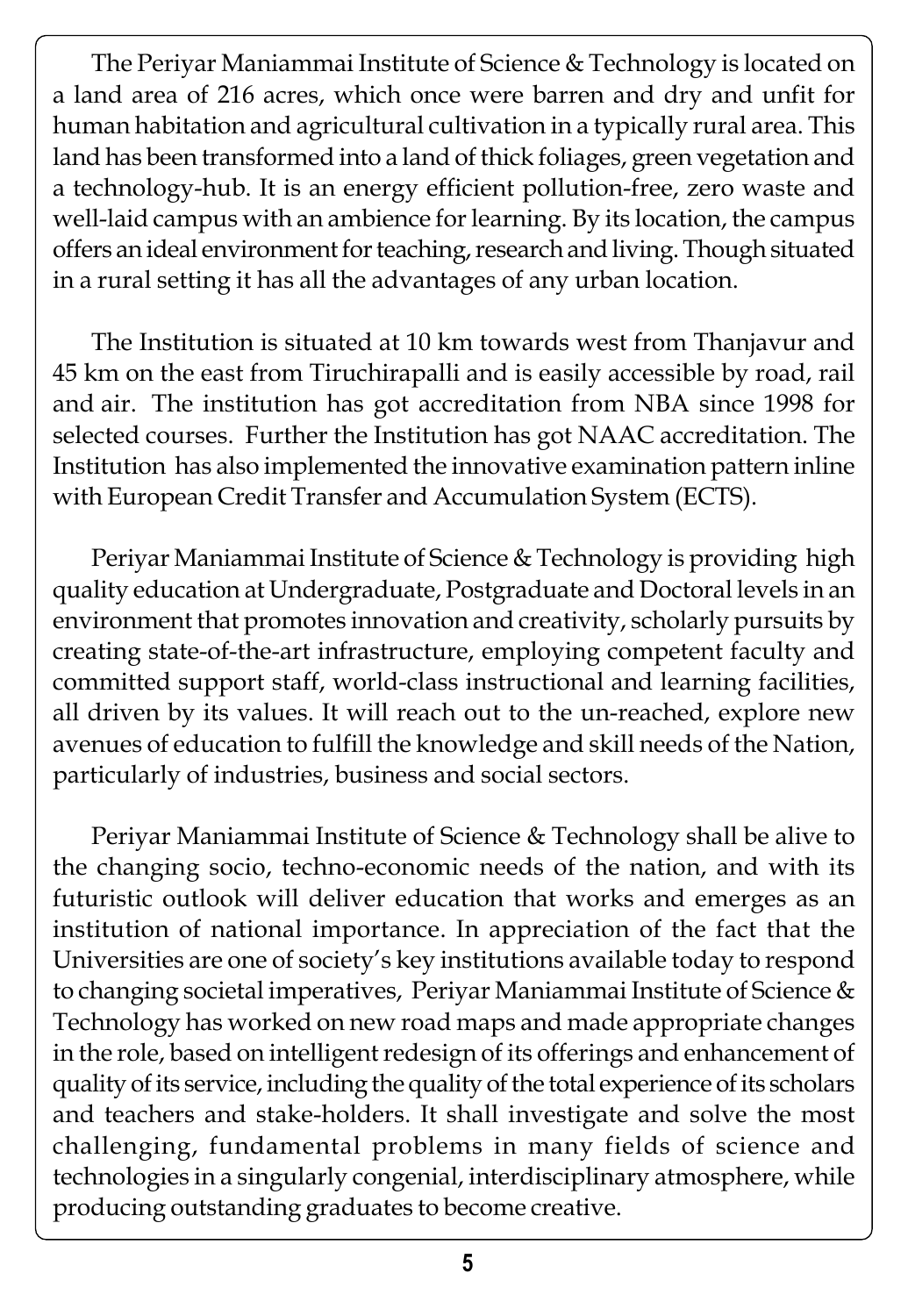The Periyar Maniammai Institute of Science & Technology is located on a land area of 216 acres, which once were barren and dry and unfit for human habitation and agricultural cultivation in a typically rural area. This land has been transformed into a land of thick foliages, green vegetation and a technology-hub. It is an energy efficient pollution-free, zero waste and well-laid campus with an ambience for learning. By its location, the campus offers an ideal environment for teaching, research and living. Though situated in a rural setting it has all the advantages of any urban location.

The Institution is situated at 10 km towards west from Thanjavur and 45 km on the east from Tiruchirapalli and is easily accessible by road, rail and air. The institution has got accreditation from NBA since 1998 for selected courses. Further the Institution has got NAAC accreditation. The Institution has also implemented the innovative examination pattern inline with European Credit Transfer and Accumulation System (ECTS).

Periyar Maniammai Institute of Science & Technology is providing high quality education at Undergraduate, Postgraduate and Doctoral levels in an environment that promotes innovation and creativity, scholarly pursuits by creating state-of-the-art infrastructure, employing competent faculty and committed support staff, world-class instructional and learning facilities, all driven by its values. It will reach out to the un-reached, explore new avenues of education to fulfill the knowledge and skill needs of the Nation, particularly of industries, business and social sectors.

Periyar Maniammai Institute of Science & Technology shall be alive to the changing socio, techno-economic needs of the nation, and with its futuristic outlook will deliver education that works and emerges as an institution of national importance. In appreciation of the fact that the Universities are one of society's key institutions available today to respond to changing societal imperatives, Periyar Maniammai Institute of Science & Technology has worked on new road maps and made appropriate changes in the role, based on intelligent redesign of its offerings and enhancement of quality of its service, including the quality of the total experience of its scholars and teachers and stake-holders. It shall investigate and solve the most challenging, fundamental problems in many fields of science and technologies in a singularly congenial, interdisciplinary atmosphere, while producing outstanding graduates to become creative.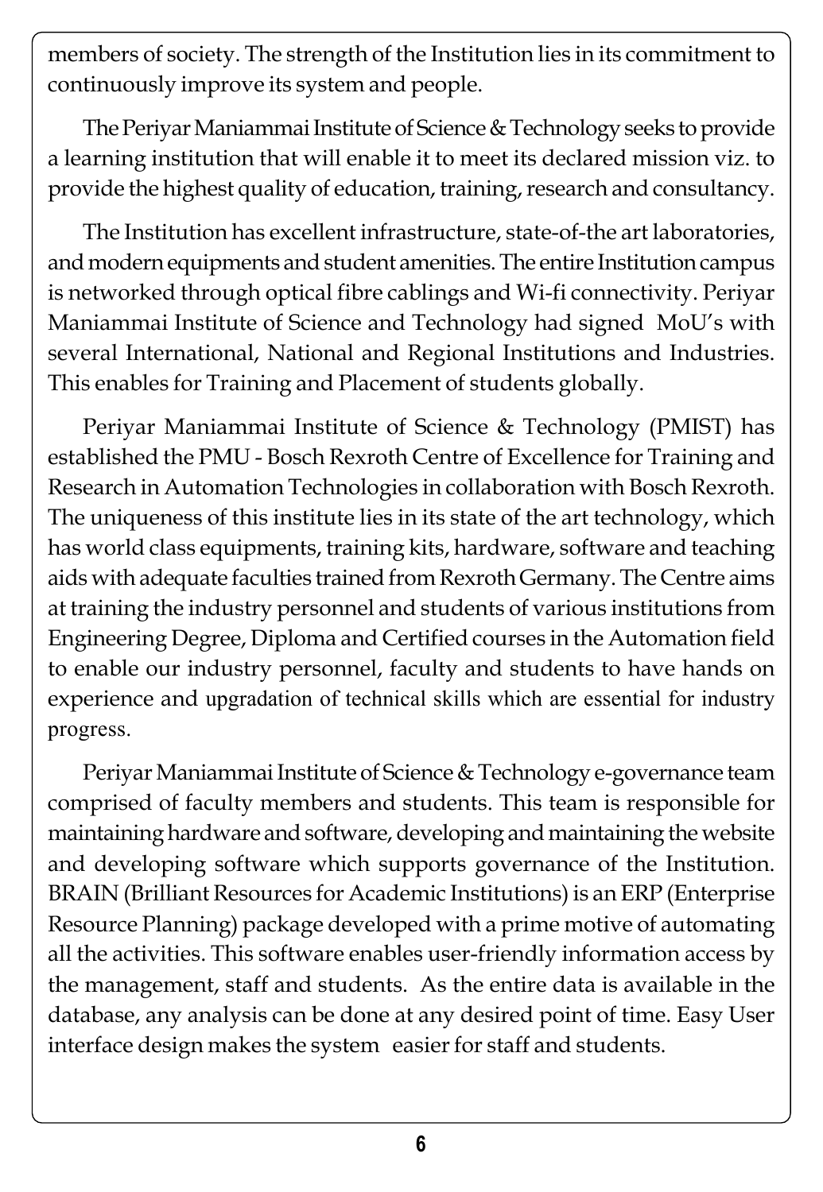members of society. The strength of the Institution lies in its commitment to continuously improve its system and people.

The Periyar Maniammai Institute of Science & Technology seeks to provide a learning institution that will enable it to meet its declared mission viz. to provide the highest quality of education, training, research and consultancy.

The Institution has excellent infrastructure, state-of-the art laboratories, and modern equipments and student amenities. The entire Institution campus is networked through optical fibre cablings and Wi-fi connectivity. Periyar Maniammai Institute of Science and Technology had signed MoU's with several International, National and Regional Institutions and Industries. This enables for Training and Placement of students globally.

Periyar Maniammai Institute of Science & Technology (PMIST) has established the PMU - Bosch Rexroth Centre of Excellence for Training and Research in Automation Technologies in collaboration with Bosch Rexroth. The uniqueness of this institute lies in its state of the art technology, which has world class equipments, training kits, hardware, software and teaching aids with adequate faculties trained from Rexroth Germany. The Centre aims at training the industry personnel and students of various institutions from Engineering Degree, Diploma and Certified courses in the Automation field to enable our industry personnel, faculty and students to have hands on experience and upgradation of technical skills which are essential for industry progress.

Periyar Maniammai Institute of Science & Technology e-governance team comprised of faculty members and students. This team is responsible for maintaining hardware and software, developing and maintaining the website and developing software which supports governance of the Institution. BRAIN (Brilliant Resources for Academic Institutions) is an ERP (Enterprise Resource Planning) package developed with a prime motive of automating all the activities. This software enables user-friendly information access by the management, staff and students. As the entire data is available in the database, any analysis can be done at any desired point of time. Easy User interface design makes the system easier for staff and students.